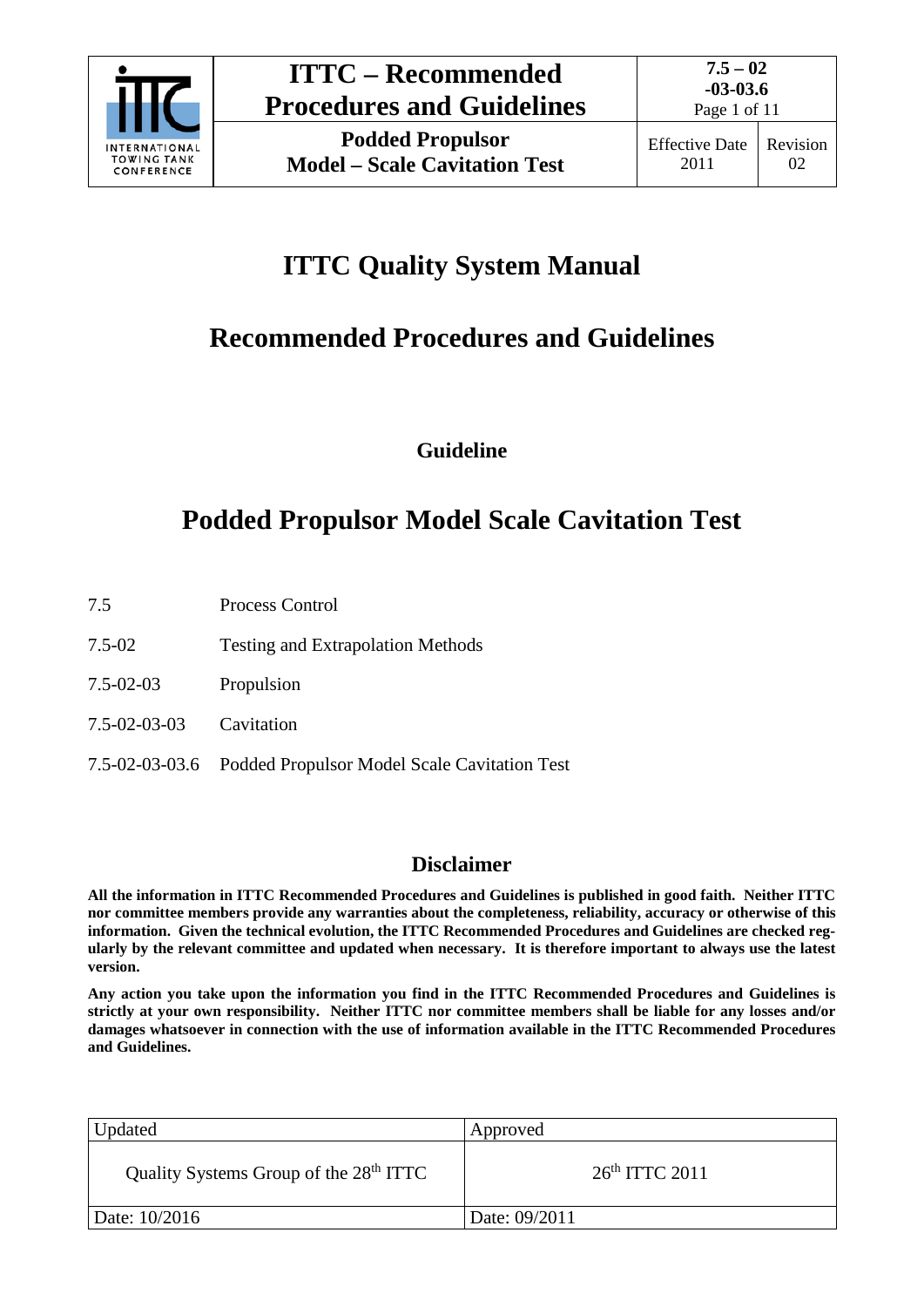# ITTC Quality System Manual

## Recommended Procedures and Guidelines

**Guideline**

# Podded Propulsor Model Scale Cavitation Test

| | |
|---|---|
| 7.5 | Process Control |
| 7.5-02 | Testing and Extrapolation Methods |
| 7.5-02-03 | Propulsion |
| 7.5-02-03-03 | Cavitation |
| 7.5-02-03-03.6 | Podded Propulsor Model Scale Cavitation Test |

## Disclaimer

**All the information in ITTC Recommended Procedures and Guidelines is published in good faith. Neither ITTC nor committee members provide any warranties about the completeness, reliability, accuracy or otherwise of this information. Given the technical evolution, the ITTC Recommended Procedures and Guidelines are checked regularly by the relevant committee and updated when necessary. It is therefore important to always use the latest version.**

**Any action you take upon the information you find in the ITTC Recommended Procedures and Guidelines is strictly at your own responsibility. Neither ITTC nor committee members shall be liable for any losses and/or damages whatsoever in connection with the use of information available in the ITTC Recommended Procedures and Guidelines.**

| Updated | Approved |
|---|---|
| Quality Systems Group of the 28th ITTC | 26th ITTC 2011 |
| Date: 10/2016 | Date: 09/2011 |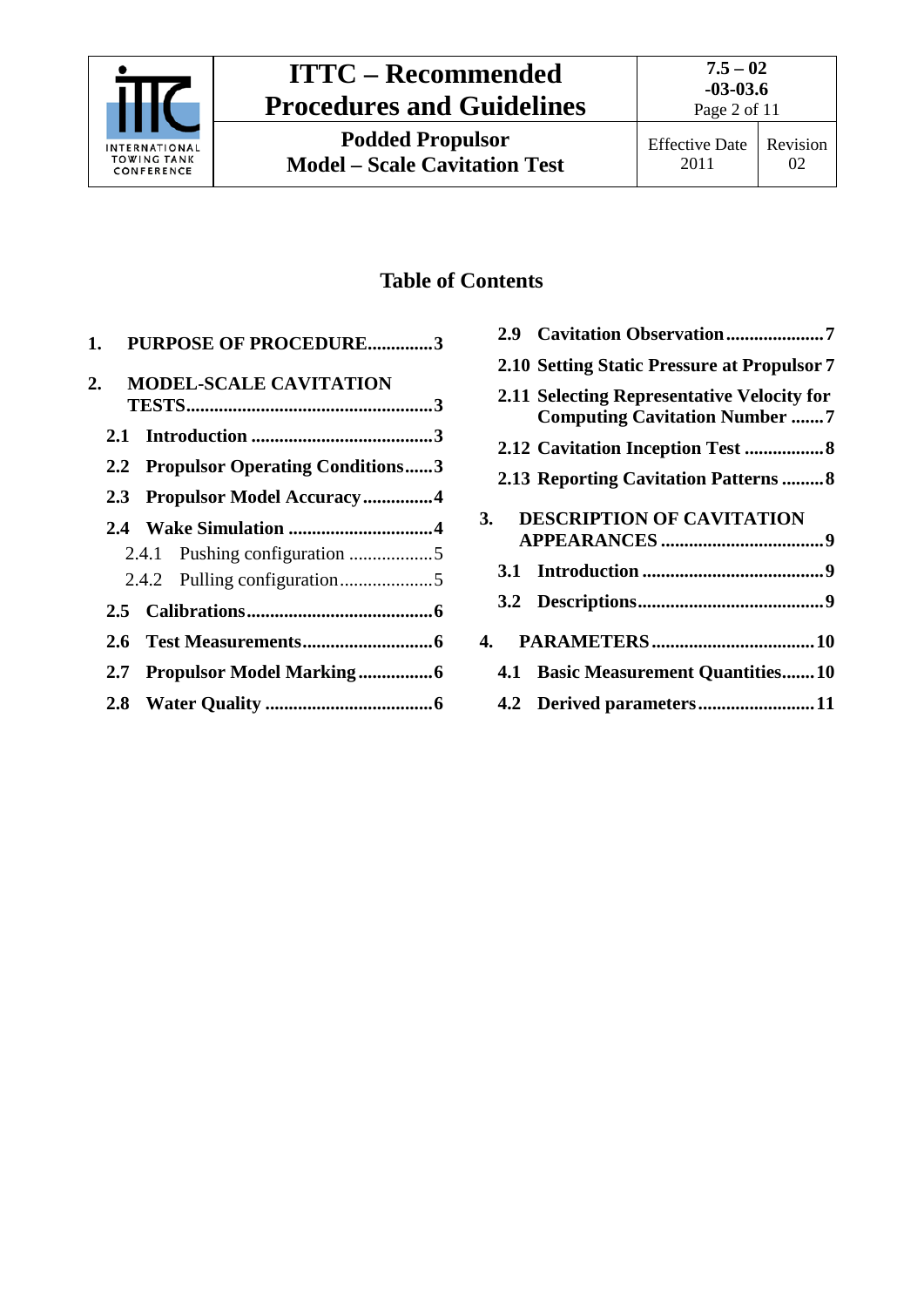## Table of Contents

1. **PURPOSE OF PROCEDURE..............3**
2. **MODEL-SCALE CAVITATION TESTS....................................................3**
   - **2.1 Introduction .......................................3**
   - **2.2 Propulsor Operating Conditions......3**
   - **2.3 Propulsor Model Accuracy...............4**
   - **2.4 Wake Simulation ...............................4**
     - 2.4.1 Pushing configuration ..................5
     - 2.4.2 Pulling configuration....................5
   - **2.5 Calibrations........................................6**
   - **2.6 Test Measurements............................6**
   - **2.7 Propulsor Model Marking................6**
   - **2.8 Water Quality ....................................6**
   - **2.9 Cavitation Observation.....................7**
   - **2.10 Setting Static Pressure at Propulsor 7**
   - **2.11 Selecting Representative Velocity for Computing Cavitation Number .......7**
   - **2.12 Cavitation Inception Test .................8**
   - **2.13 Reporting Cavitation Patterns .........8**
3. **DESCRIPTION OF CAVITATION APPEARANCES ...................................9**
   - **3.1 Introduction .......................................9**
   - **3.2 Descriptions........................................9**
4. **PARAMETERS...................................10**
   - **4.1 Basic Measurement Quantities.......10**
   - **4.2 Derived parameters.........................11**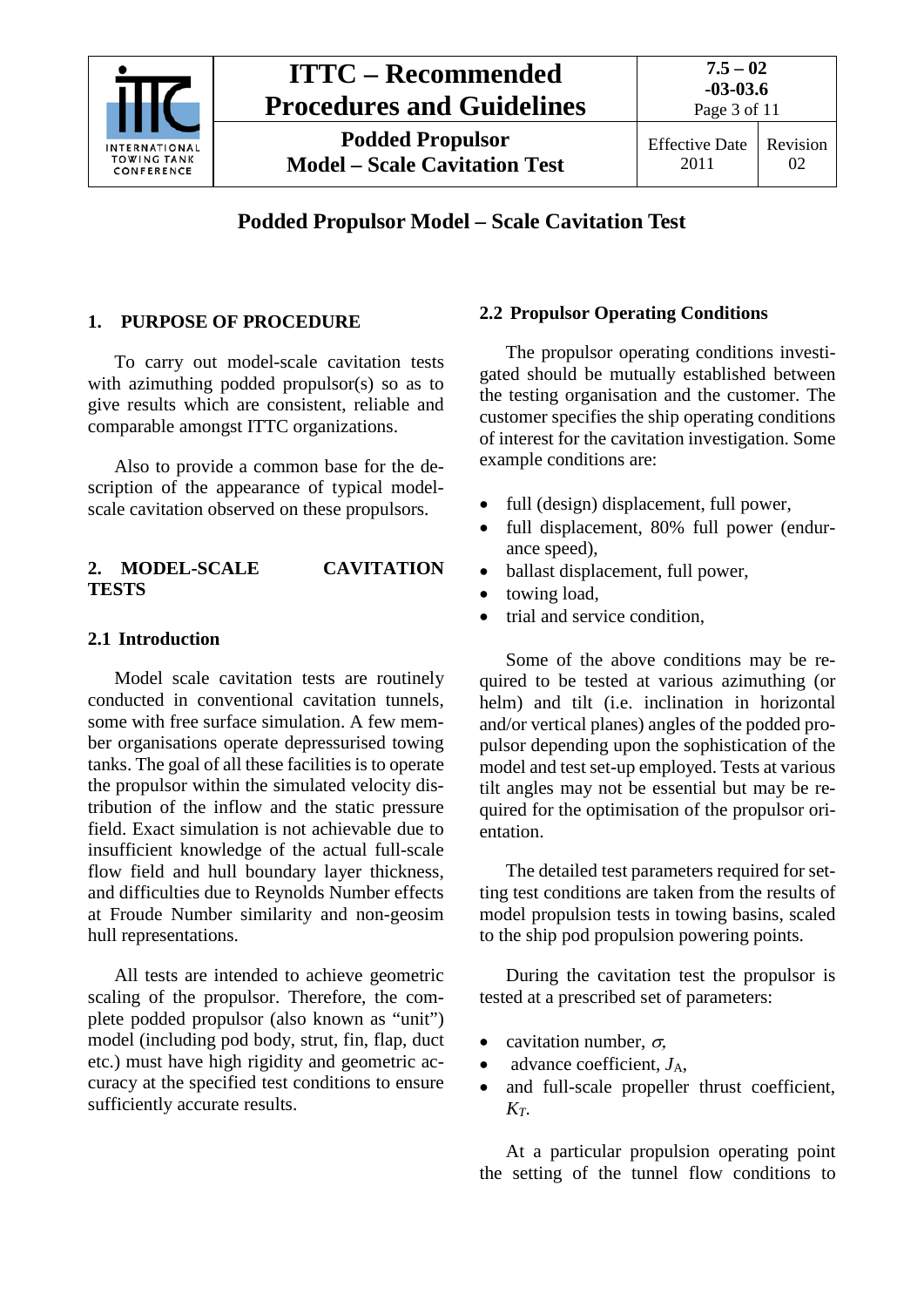# Podded Propulsor Model – Scale Cavitation Test

## 1. PURPOSE OF PROCEDURE

To carry out model-scale cavitation tests with azimuthing podded propulsor(s) so as to give results which are consistent, reliable and comparable amongst ITTC organizations.

Also to provide a common base for the description of the appearance of typical model-scale cavitation observed on these propulsors.

## 2. MODEL-SCALE CAVITATION TESTS

### 2.1 Introduction

Model scale cavitation tests are routinely conducted in conventional cavitation tunnels, some with free surface simulation. A few member organisations operate depressurised towing tanks. The goal of all these facilities is to operate the propulsor within the simulated velocity distribution of the inflow and the static pressure field. Exact simulation is not achievable due to insufficient knowledge of the actual full-scale flow field and hull boundary layer thickness, and difficulties due to Reynolds Number effects at Froude Number similarity and non-geosim hull representations.

All tests are intended to achieve geometric scaling of the propulsor. Therefore, the complete podded propulsor (also known as "unit") model (including pod body, strut, fin, flap, duct etc.) must have high rigidity and geometric accuracy at the specified test conditions to ensure sufficiently accurate results.

### 2.2 Propulsor Operating Conditions

The propulsor operating conditions investigated should be mutually established between the testing organisation and the customer. The customer specifies the ship operating conditions of interest for the cavitation investigation. Some example conditions are:

- full (design) displacement, full power,
- full displacement, 80% full power (endurance speed),
- ballast displacement, full power,
- towing load,
- trial and service condition,

Some of the above conditions may be required to be tested at various azimuthing (or helm) and tilt (i.e. inclination in horizontal and/or vertical planes) angles of the podded propulsor depending upon the sophistication of the model and test set-up employed. Tests at various tilt angles may not be essential but may be required for the optimisation of the propulsor orientation.

The detailed test parameters required for setting test conditions are taken from the results of model propulsion tests in towing basins, scaled to the ship pod propulsion powering points.

During the cavitation test the propulsor is tested at a prescribed set of parameters:

- cavitation number, $\sigma$,
- advance coefficient, $J_A$,
- and full-scale propeller thrust coefficient, $K_T$.

At a particular propulsion operating point the setting of the tunnel flow conditions to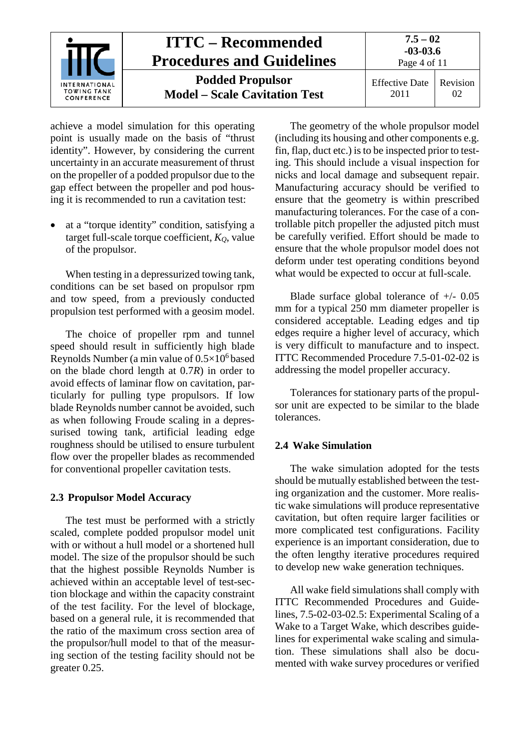achieve a model simulation for this operating point is usually made on the basis of "thrust identity". However, by considering the current uncertainty in an accurate measurement of thrust on the propeller of a podded propulsor due to the gap effect between the propeller and pod housing it is recommended to run a cavitation test:

- at a "torque identity" condition, satisfying a target full-scale torque coefficient, $K_Q$, value of the propulsor.

When testing in a depressurized towing tank, conditions can be set based on propulsor rpm and tow speed, from a previously conducted propulsion test performed with a geosim model.

The choice of propeller rpm and tunnel speed should result in sufficiently high blade Reynolds Number (a min value of $0.5 \times 10^6$ based on the blade chord length at $0.7R$) in order to avoid effects of laminar flow on cavitation, particularly for pulling type propulsors. If low blade Reynolds number cannot be avoided, such as when following Froude scaling in a depressurised towing tank, artificial leading edge roughness should be utilised to ensure turbulent flow over the propeller blades as recommended for conventional propeller cavitation tests.

## 2.3 Propulsor Model Accuracy

The test must be performed with a strictly scaled, complete podded propulsor model unit with or without a hull model or a shortened hull model. The size of the propulsor should be such that the highest possible Reynolds Number is achieved within an acceptable level of test-section blockage and within the capacity constraint of the test facility. For the level of blockage, based on a general rule, it is recommended that the ratio of the maximum cross section area of the propulsor/hull model to that of the measuring section of the testing facility should not be greater 0.25.

The geometry of the whole propulsor model (including its housing and other components e.g. fin, flap, duct etc.) is to be inspected prior to testing. This should include a visual inspection for nicks and local damage and subsequent repair. Manufacturing accuracy should be verified to ensure that the geometry is within prescribed manufacturing tolerances. For the case of a controllable pitch propeller the adjusted pitch must be carefully verified. Effort should be made to ensure that the whole propulsor model does not deform under test operating conditions beyond what would be expected to occur at full-scale.

Blade surface global tolerance of +/- 0.05 mm for a typical 250 mm diameter propeller is considered acceptable. Leading edges and tip edges require a higher level of accuracy, which is very difficult to manufacture and to inspect. ITTC Recommended Procedure 7.5-01-02-02 is addressing the model propeller accuracy.

Tolerances for stationary parts of the propulsor unit are expected to be similar to the blade tolerances.

## 2.4 Wake Simulation

The wake simulation adopted for the tests should be mutually established between the testing organization and the customer. More realistic wake simulations will produce representative cavitation, but often require larger facilities or more complicated test configurations. Facility experience is an important consideration, due to the often lengthy iterative procedures required to develop new wake generation techniques.

All wake field simulations shall comply with ITTC Recommended Procedures and Guidelines, 7.5-02-03-02.5: Experimental Scaling of a Wake to a Target Wake, which describes guidelines for experimental wake scaling and simulation. These simulations shall also be documented with wake survey procedures or verified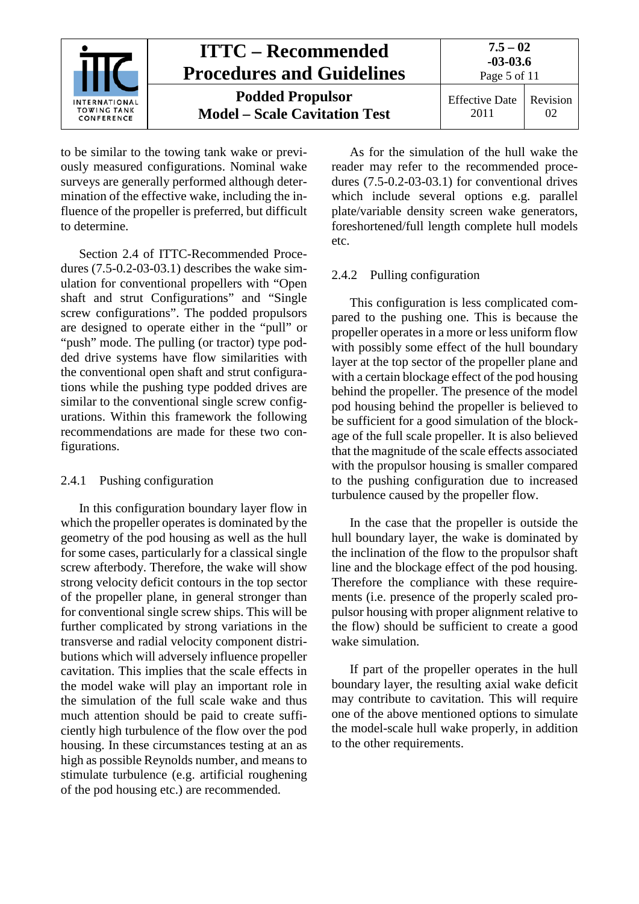to be similar to the towing tank wake or previously measured configurations. Nominal wake surveys are generally performed although determination of the effective wake, including the influence of the propeller is preferred, but difficult to determine.

Section 2.4 of ITTC-Recommended Procedures (7.5-0.2-03-03.1) describes the wake simulation for conventional propellers with "Open shaft and strut Configurations" and "Single screw configurations". The podded propulsors are designed to operate either in the "pull" or "push" mode. The pulling (or tractor) type podded drive systems have flow similarities with the conventional open shaft and strut configurations while the pushing type podded drives are similar to the conventional single screw configurations. Within this framework the following recommendations are made for these two configurations.

### 2.4.1 Pushing configuration

In this configuration boundary layer flow in which the propeller operates is dominated by the geometry of the pod housing as well as the hull for some cases, particularly for a classical single screw afterbody. Therefore, the wake will show strong velocity deficit contours in the top sector of the propeller plane, in general stronger than for conventional single screw ships. This will be further complicated by strong variations in the transverse and radial velocity component distributions which will adversely influence propeller cavitation. This implies that the scale effects in the model wake will play an important role in the simulation of the full scale wake and thus much attention should be paid to create sufficiently high turbulence of the flow over the pod housing. In these circumstances testing at an as high as possible Reynolds number, and means to stimulate turbulence (e.g. artificial roughening of the pod housing etc.) are recommended.

As for the simulation of the hull wake the reader may refer to the recommended procedures (7.5-0.2-03-03.1) for conventional drives which include several options e.g. parallel plate/variable density screen wake generators, foreshortened/full length complete hull models etc.

### 2.4.2 Pulling configuration

This configuration is less complicated compared to the pushing one. This is because the propeller operates in a more or less uniform flow with possibly some effect of the hull boundary layer at the top sector of the propeller plane and with a certain blockage effect of the pod housing behind the propeller. The presence of the model pod housing behind the propeller is believed to be sufficient for a good simulation of the blockage of the full scale propeller. It is also believed that the magnitude of the scale effects associated with the propulsor housing is smaller compared to the pushing configuration due to increased turbulence caused by the propeller flow.

In the case that the propeller is outside the hull boundary layer, the wake is dominated by the inclination of the flow to the propulsor shaft line and the blockage effect of the pod housing. Therefore the compliance with these requirements (i.e. presence of the properly scaled propulsor housing with proper alignment relative to the flow) should be sufficient to create a good wake simulation.

If part of the propeller operates in the hull boundary layer, the resulting axial wake deficit may contribute to cavitation. This will require one of the above mentioned options to simulate the model-scale hull wake properly, in addition to the other requirements.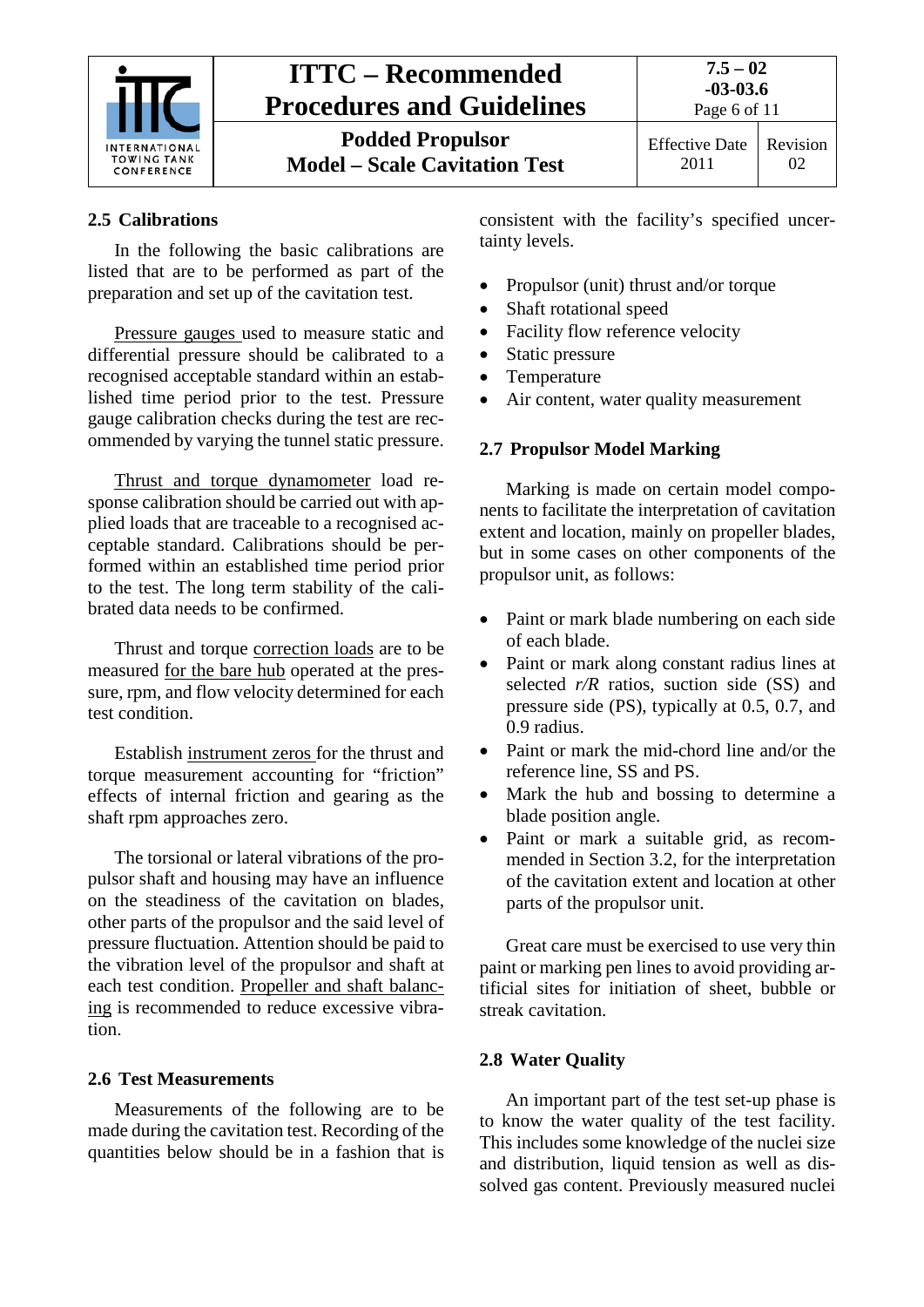## 2.5 Calibrations

In the following the basic calibrations are listed that are to be performed as part of the preparation and set up of the cavitation test.

Pressure gauges used to measure static and differential pressure should be calibrated to a recognised acceptable standard within an established time period prior to the test. Pressure gauge calibration checks during the test are recommended by varying the tunnel static pressure.

Thrust and torque dynamometer load response calibration should be carried out with applied loads that are traceable to a recognised acceptable standard. Calibrations should be performed within an established time period prior to the test. The long term stability of the calibrated data needs to be confirmed.

Thrust and torque correction loads are to be measured for the bare hub operated at the pressure, rpm, and flow velocity determined for each test condition.

Establish instrument zeros for the thrust and torque measurement accounting for "friction" effects of internal friction and gearing as the shaft rpm approaches zero.

The torsional or lateral vibrations of the propulsor shaft and housing may have an influence on the steadiness of the cavitation on blades, other parts of the propulsor and the said level of pressure fluctuation. Attention should be paid to the vibration level of the propulsor and shaft at each test condition. Propeller and shaft balancing is recommended to reduce excessive vibration.

## 2.6 Test Measurements

Measurements of the following are to be made during the cavitation test. Recording of the quantities below should be in a fashion that is consistent with the facility's specified uncertainty levels.

- Propulsor (unit) thrust and/or torque
- Shaft rotational speed
- Facility flow reference velocity
- Static pressure
- Temperature
- Air content, water quality measurement

## 2.7 Propulsor Model Marking

Marking is made on certain model components to facilitate the interpretation of cavitation extent and location, mainly on propeller blades, but in some cases on other components of the propulsor unit, as follows:

- Paint or mark blade numbering on each side of each blade.
- Paint or mark along constant radius lines at selected $r/R$ ratios, suction side (SS) and pressure side (PS), typically at 0.5, 0.7, and 0.9 radius.
- Paint or mark the mid-chord line and/or the reference line, SS and PS.
- Mark the hub and bossing to determine a blade position angle.
- Paint or mark a suitable grid, as recommended in Section 3.2, for the interpretation of the cavitation extent and location at other parts of the propulsor unit.

Great care must be exercised to use very thin paint or marking pen lines to avoid providing artificial sites for initiation of sheet, bubble or streak cavitation.

## 2.8 Water Quality

An important part of the test set-up phase is to know the water quality of the test facility. This includes some knowledge of the nuclei size and distribution, liquid tension as well as dissolved gas content. Previously measured nuclei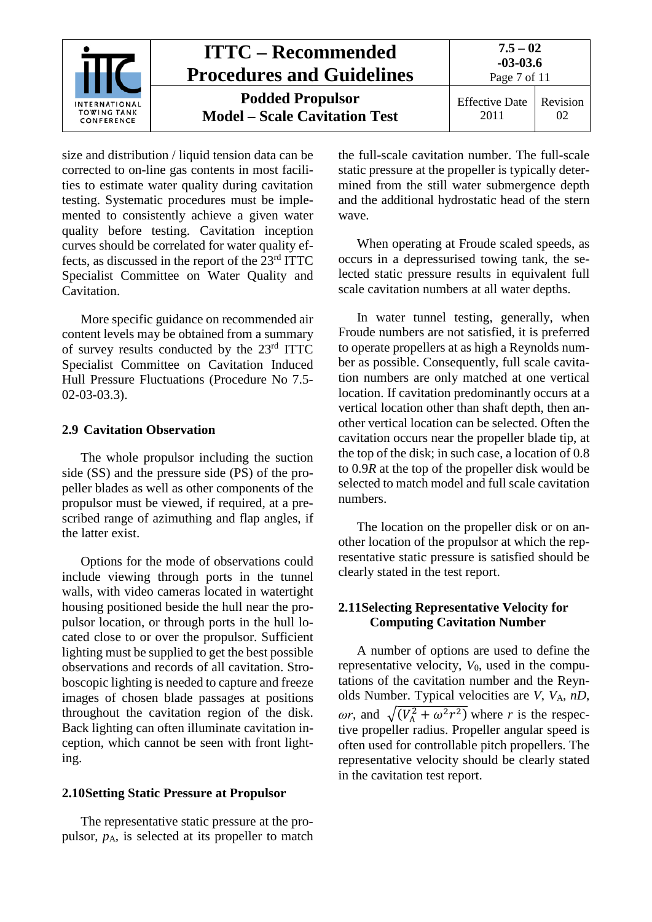size and distribution / liquid tension data can be corrected to on-line gas contents in most facilities to estimate water quality during cavitation testing. Systematic procedures must be implemented to consistently achieve a given water quality before testing. Cavitation inception curves should be correlated for water quality effects, as discussed in the report of the 23rd ITTC Specialist Committee on Water Quality and Cavitation.

More specific guidance on recommended air content levels may be obtained from a summary of survey results conducted by the 23rd ITTC Specialist Committee on Cavitation Induced Hull Pressure Fluctuations (Procedure No 7.5-02-03-03.3).

## 2.9 Cavitation Observation

The whole propulsor including the suction side (SS) and the pressure side (PS) of the propeller blades as well as other components of the propulsor must be viewed, if required, at a prescribed range of azimuthing and flap angles, if the latter exist.

Options for the mode of observations could include viewing through ports in the tunnel walls, with video cameras located in watertight housing positioned beside the hull near the propulsor location, or through ports in the hull located close to or over the propulsor. Sufficient lighting must be supplied to get the best possible observations and records of all cavitation. Stroboscopic lighting is needed to capture and freeze images of chosen blade passages at positions throughout the cavitation region of the disk. Back lighting can often illuminate cavitation inception, which cannot be seen with front lighting.

## 2.10 Setting Static Pressure at Propulsor

The representative static pressure at the propulsor, $p_A$, is selected at its propeller to match the full-scale cavitation number. The full-scale static pressure at the propeller is typically determined from the still water submergence depth and the additional hydrostatic head of the stern wave.

When operating at Froude scaled speeds, as occurs in a depressurised towing tank, the selected static pressure results in equivalent full scale cavitation numbers at all water depths.

In water tunnel testing, generally, when Froude numbers are not satisfied, it is preferred to operate propellers at as high a Reynolds number as possible. Consequently, full scale cavitation numbers are only matched at one vertical location. If cavitation predominantly occurs at a vertical location other than shaft depth, then another vertical location can be selected. Often the cavitation occurs near the propeller blade tip, at the top of the disk; in such case, a location of 0.8 to 0.9*R* at the top of the propeller disk would be selected to match model and full scale cavitation numbers.

The location on the propeller disk or on another location of the propulsor at which the representative static pressure is satisfied should be clearly stated in the test report.

## 2.11 Selecting Representative Velocity for Computing Cavitation Number

A number of options are used to define the representative velocity, $V_0$, used in the computations of the cavitation number and the Reynolds Number. Typical velocities are $V$, $V_A$, $nD$, $\omega r$, and $\sqrt{(V_A^2 + \omega^2 r^2)}$ where $r$ is the respective propeller radius. Propeller angular speed is often used for controllable pitch propellers. The representative velocity should be clearly stated in the cavitation test report.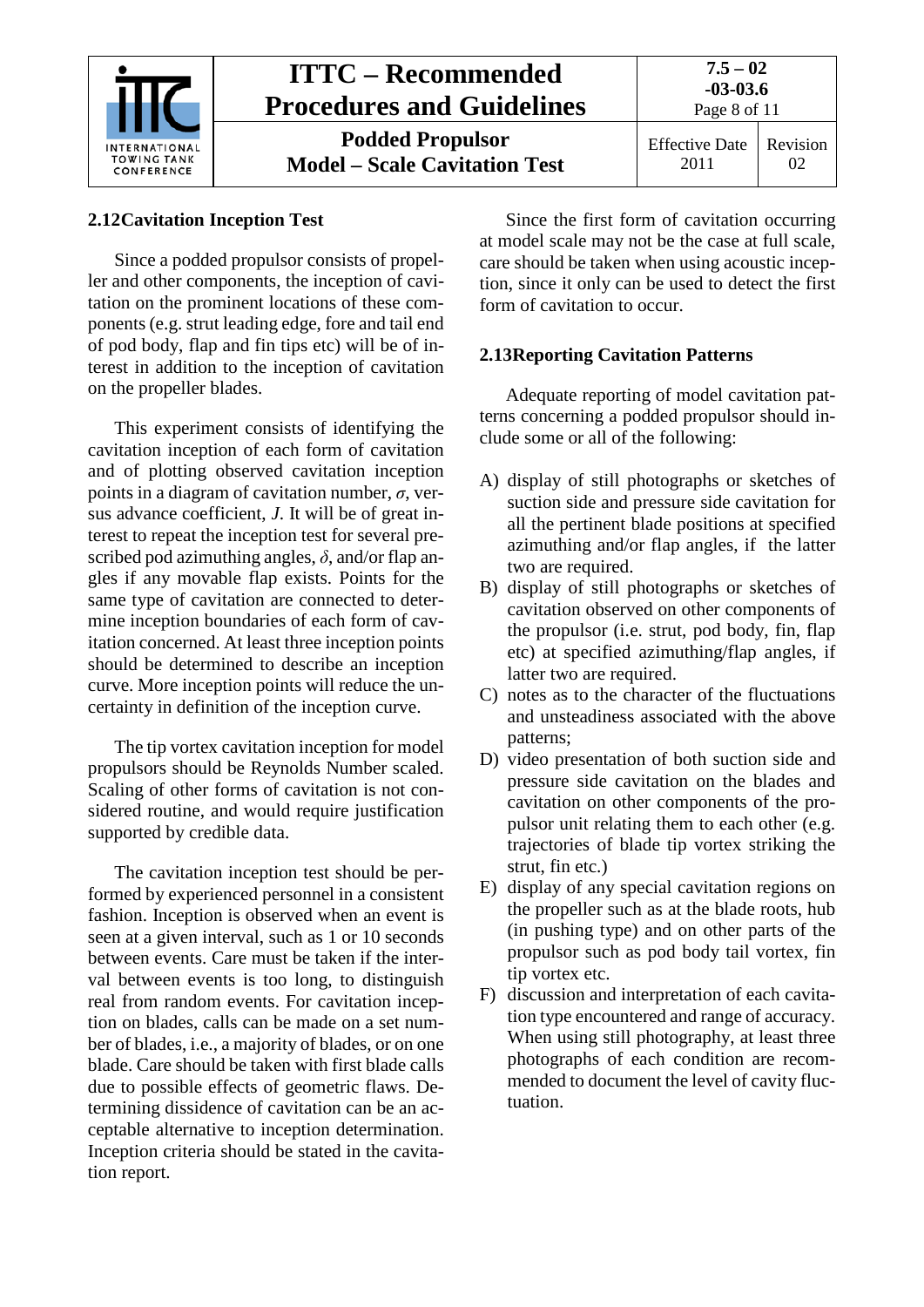## 2.12 Cavitation Inception Test

Since a podded propulsor consists of propeller and other components, the inception of cavitation on the prominent locations of these components (e.g. strut leading edge, fore and tail end of pod body, flap and fin tips etc) will be of interest in addition to the inception of cavitation on the propeller blades.

This experiment consists of identifying the cavitation inception of each form of cavitation and of plotting observed cavitation inception points in a diagram of cavitation number, $\sigma$, versus advance coefficient, $J$. It will be of great interest to repeat the inception test for several prescribed pod azimuthing angles, $\delta$, and/or flap angles if any movable flap exists. Points for the same type of cavitation are connected to determine inception boundaries of each form of cavitation concerned. At least three inception points should be determined to describe an inception curve. More inception points will reduce the uncertainty in definition of the inception curve.

The tip vortex cavitation inception for model propulsors should be Reynolds Number scaled. Scaling of other forms of cavitation is not considered routine, and would require justification supported by credible data.

The cavitation inception test should be performed by experienced personnel in a consistent fashion. Inception is observed when an event is seen at a given interval, such as 1 or 10 seconds between events. Care must be taken if the interval between events is too long, to distinguish real from random events. For cavitation inception on blades, calls can be made on a set number of blades, i.e., a majority of blades, or on one blade. Care should be taken with first blade calls due to possible effects of geometric flaws. Determining dissidence of cavitation can be an acceptable alternative to inception determination. Inception criteria should be stated in the cavitation report.

Since the first form of cavitation occurring at model scale may not be the case at full scale, care should be taken when using acoustic inception, since it only can be used to detect the first form of cavitation to occur.

## 2.13 Reporting Cavitation Patterns

Adequate reporting of model cavitation patterns concerning a podded propulsor should include some or all of the following:

A) display of still photographs or sketches of suction side and pressure side cavitation for all the pertinent blade positions at specified azimuthing and/or flap angles, if the latter two are required.
B) display of still photographs or sketches of cavitation observed on other components of the propulsor (i.e. strut, pod body, fin, flap etc) at specified azimuthing/flap angles, if latter two are required.
C) notes as to the character of the fluctuations and unsteadiness associated with the above patterns;
D) video presentation of both suction side and pressure side cavitation on the blades and cavitation on other components of the propulsor unit relating them to each other (e.g. trajectories of blade tip vortex striking the strut, fin etc.)
E) display of any special cavitation regions on the propeller such as at the blade roots, hub (in pushing type) and on other parts of the propulsor such as pod body tail vortex, fin tip vortex etc.
F) discussion and interpretation of each cavitation type encountered and range of accuracy. When using still photography, at least three photographs of each condition are recommended to document the level of cavity fluctuation.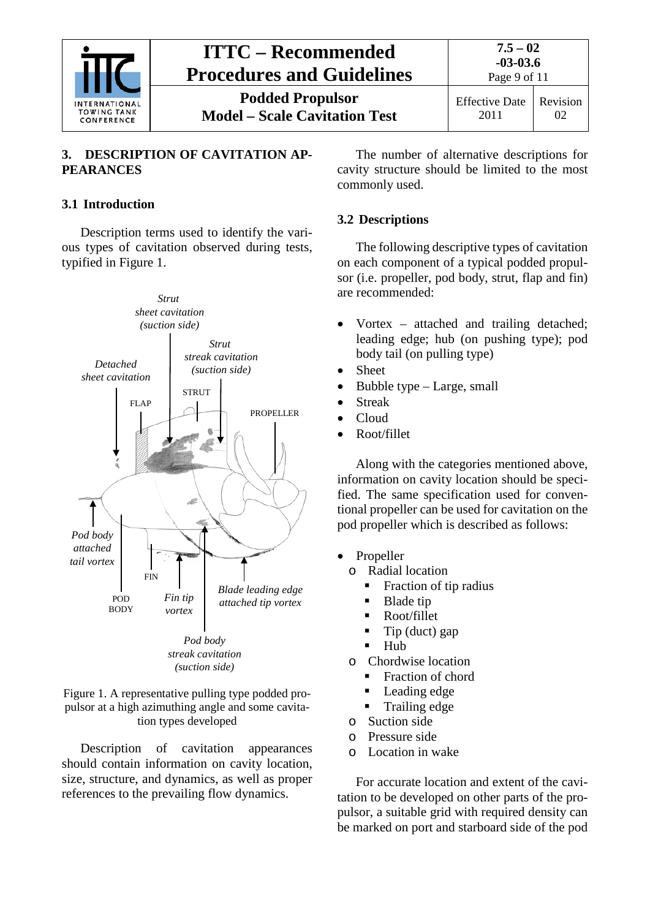## 3. DESCRIPTION OF CAVITATION APPEARANCES

### 3.1 Introduction

Description terms used to identify the various types of cavitation observed during tests, typified in Figure 1.

Figure 1. A representative pulling type podded propulsor at a high azimuthing angle and some cavitation types developed

Description of cavitation appearances should contain information on cavity location, size, structure, and dynamics, as well as proper references to the prevailing flow dynamics.

The number of alternative descriptions for cavity structure should be limited to the most commonly used.

### 3.2 Descriptions

The following descriptive types of cavitation on each component of a typical podded propulsor (i.e. propeller, pod body, strut, flap and fin) are recommended:

- Vortex – attached and trailing detached; leading edge; hub (on pushing type); pod body tail (on pulling type)
- Sheet
- Bubble type – Large, small
- Streak
- Cloud
- Root/fillet

Along with the categories mentioned above, information on cavity location should be specified. The same specification used for conventional propeller can be used for cavitation on the pod propeller which is described as follows:

- Propeller
  - Radial location
    - Fraction of tip radius
    - Blade tip
    - Root/fillet
    - Tip (duct) gap
    - Hub
  - Chordwise location
    - Fraction of chord
    - Leading edge
    - Trailing edge
  - Suction side
  - Pressure side
  - Location in wake

For accurate location and extent of the cavitation to be developed on other parts of the propulsor, a suitable grid with required density can be marked on port and starboard side of the pod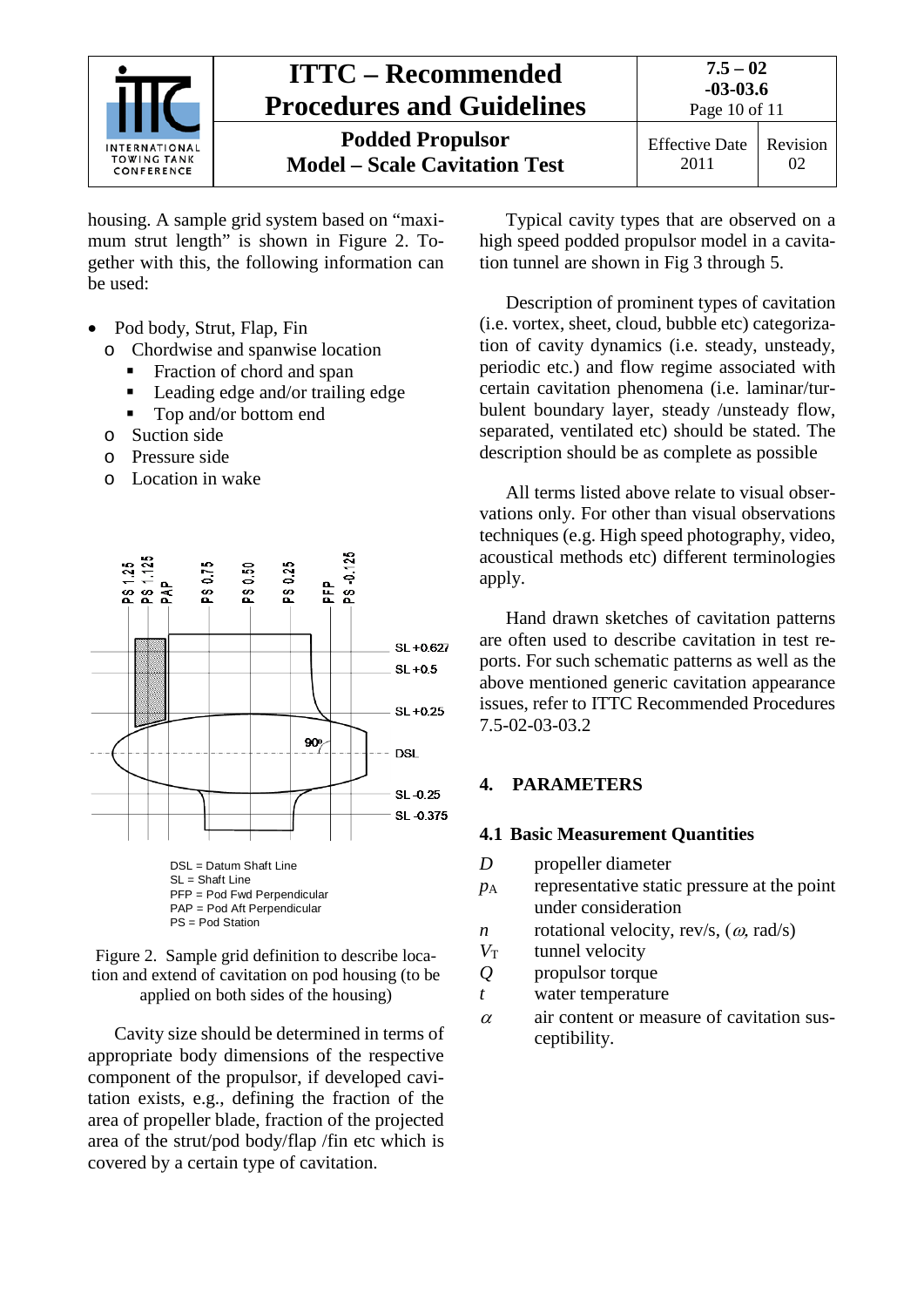housing. A sample grid system based on “maximum strut length” is shown in Figure 2. Together with this, the following information can be used:

- Pod body, Strut, Flap, Fin
  - Chordwise and spanwise location
    - Fraction of chord and span
    - Leading edge and/or trailing edge
    - Top and/or bottom end
  - Suction side
  - Pressure side
  - Location in wake

DSL = Datum Shaft Line
SL = Shaft Line
PFP = Pod Fwd Perpendicular
PAP = Pod Aft Perpendicular
PS = Pod Station

Figure 2. Sample grid definition to describe location and extend of cavitation on pod housing (to be applied on both sides of the housing)

Cavity size should be determined in terms of appropriate body dimensions of the respective component of the propulsor, if developed cavitation exists, e.g., defining the fraction of the area of propeller blade, fraction of the projected area of the strut/pod body/flap /fin etc which is covered by a certain type of cavitation.

Typical cavity types that are observed on a high speed podded propulsor model in a cavitation tunnel are shown in Fig 3 through 5.

Description of prominent types of cavitation (i.e. vortex, sheet, cloud, bubble etc) categorization of cavity dynamics (i.e. steady, unsteady, periodic etc.) and flow regime associated with certain cavitation phenomena (i.e. laminar/turbulent boundary layer, steady /unsteady flow, separated, ventilated etc) should be stated. The description should be as complete as possible

All terms listed above relate to visual observations only. For other than visual observations techniques (e.g. High speed photography, video, acoustical methods etc) different terminologies apply.

Hand drawn sketches of cavitation patterns are often used to describe cavitation in test reports. For such schematic patterns as well as the above mentioned generic cavitation appearance issues, refer to ITTC Recommended Procedures 7.5-02-03-03.2

## 4. PARAMETERS

### 4.1 Basic Measurement Quantities

| | |
|---|---|
| $D$ | propeller diameter |
| $p_A$ | representative static pressure at the point under consideration |
| $n$ | rotational velocity, rev/s, ($\omega$, rad/s) |
| $V_T$ | tunnel velocity |
| $Q$ | propulsor torque |
| $t$ | water temperature |
| $\alpha$ | air content or measure of cavitation susceptibility. |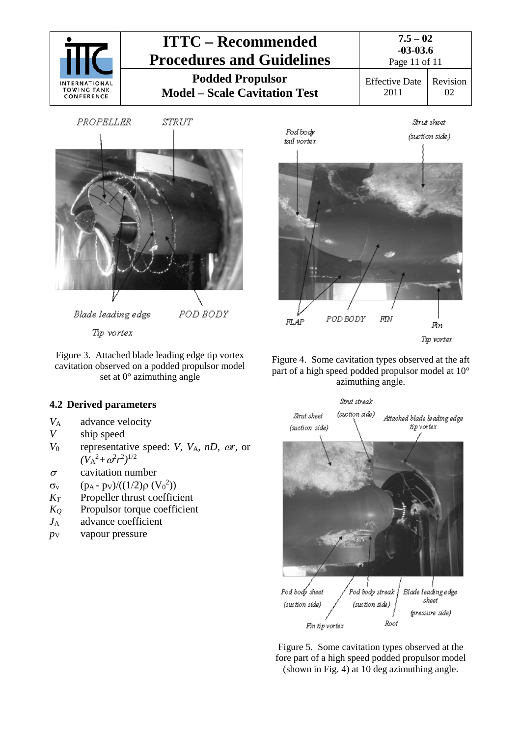PROPELLER

STRUT

Blade leading edge

POD BODY

Tip vortex

Figure 3. Attached blade leading edge tip vortex cavitation observed on a podded propulsor model set at 0° azimuthing angle

Pod body tail vortex

Strut sheet (suction side)

FLAP

POD BODY

FIN

Fin Tip vortex

Figure 4. Some cavitation types observed at the aft part of a high speed podded propulsor model at 10° azimuthing angle.

## 4.2 Derived parameters

- $V_A$ advance velocity
- $V$ ship speed
- $V_0$ representative speed: $V$, $V_A$, $nD$, $\omega r$, or $(V_A^2+\omega^2 r^2)^{1/2}$
- $\sigma$ cavitation number
- $\sigma_v$ $(p_A - p_V)/((1/2)\rho\,(V_0^2))$
- $K_T$ Propeller thrust coefficient
- $K_Q$ Propulsor torque coefficient
- $J_A$ advance coefficient
- $p_V$ vapour pressure

Strut sheet (suction side)

Strut streak (suction side)

Attached blade leading edge tip vortex

Pod body sheet (suction side)

Pod body streak (suction side)

Blade leading edge sheet (pressure side)

Fin tip vortex

Root

Figure 5. Some cavitation types observed at the fore part of a high speed podded propulsor model (shown in Fig. 4) at 10 deg azimuthing angle.